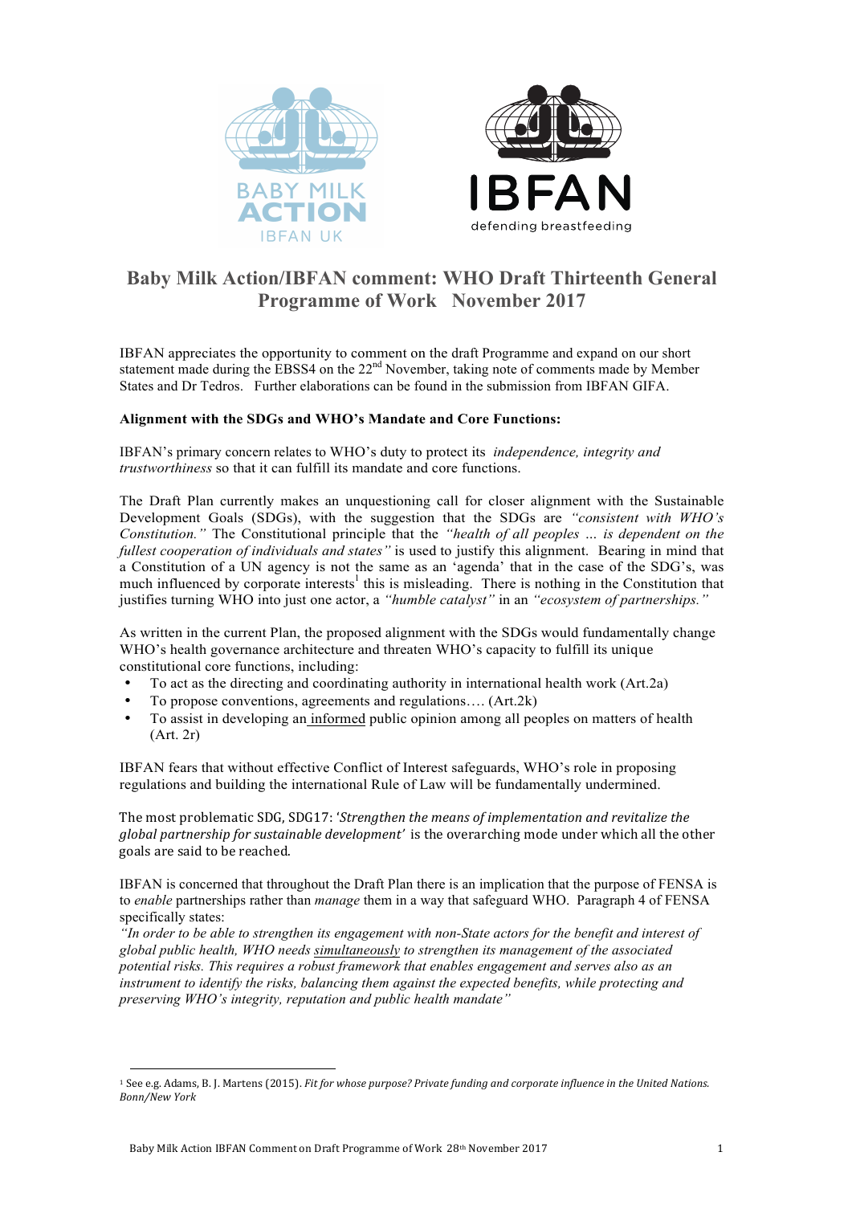# Baby Milk Action/IBFAN comment: WHO Draft Thirteenth General Programme of Work November 2017

IBFAN appreciates the opportunity to comment on the draft Programme and expand on our short statement made during the EBSS4 on the 22nd November, taking note of comments made by Member States and Dr Tedros. Further elaborations can be found in the submission from IBFAN GIFA.

**Alignment with the SDGs and WHO's Mandate and Core Functions:**

IBFAN's primary concern relates to WHO's duty to protect its *independence, integrity and trustworthiness* so that it can fulfill its mandate and core functions.

The Draft Plan currently makes an unquestioning call for closer alignment with the Sustainable Development Goals (SDGs), with the suggestion that the SDGs are *"consistent with WHO's Constitution."* The Constitutional principle that the *"health of all peoples … is dependent on the fullest cooperation of individuals and states"* is used to justify this alignment. Bearing in mind that a Constitution of a UN agency is not the same as an 'agenda' that in the case of the SDG's, was much influenced by corporate interests[1] this is misleading. There is nothing in the Constitution that justifies turning WHO into just one actor, a *"humble catalyst"* in an *"ecosystem of partnerships."*

As written in the current Plan, the proposed alignment with the SDGs would fundamentally change WHO's health governance architecture and threaten WHO's capacity to fulfill its unique constitutional core functions, including:

- To act as the directing and coordinating authority in international health work (Art.2a)
- To propose conventions, agreements and regulations…. (Art.2k)
- To assist in developing an <u>informed</u> public opinion among all peoples on matters of health (Art. 2r)

IBFAN fears that without effective Conflict of Interest safeguards, WHO's role in proposing regulations and building the international Rule of Law will be fundamentally undermined.

The most problematic SDG, SDG17: '*Strengthen the means of implementation and revitalize the global partnership for sustainable development'* is the overarching mode under which all the other goals are said to be reached.

IBFAN is concerned that throughout the Draft Plan there is an implication that the purpose of FENSA is to *enable* partnerships rather than *manage* them in a way that safeguard WHO. Paragraph 4 of FENSA specifically states:

*"In order to be able to strengthen its engagement with non-State actors for the benefit and interest of global public health, WHO needs <u>simultaneously</u> to strengthen its management of the associated potential risks. This requires a robust framework that enables engagement and serves also as an instrument to identify the risks, balancing them against the expected benefits, while protecting and preserving WHO's integrity, reputation and public health mandate"*

---

[1] See e.g. Adams, B. J. Martens (2015). *Fit for whose purpose? Private funding and corporate influence in the United Nations. Bonn/New York*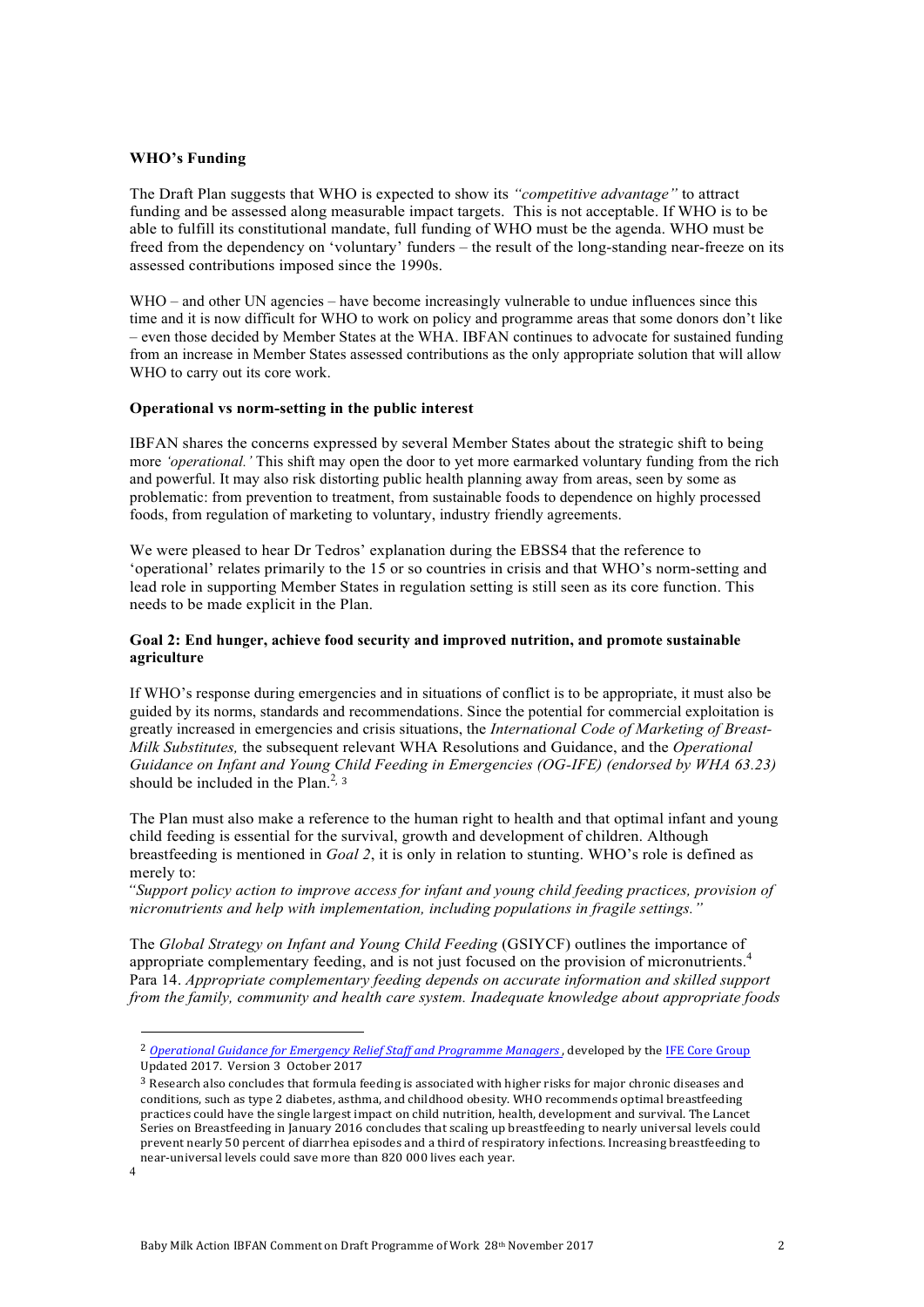**WHO's Funding**

The Draft Plan suggests that WHO is expected to show its *"competitive advantage"* to attract funding and be assessed along measurable impact targets. This is not acceptable. If WHO is to be able to fulfill its constitutional mandate, full funding of WHO must be the agenda. WHO must be freed from the dependency on 'voluntary' funders – the result of the long-standing near-freeze on its assessed contributions imposed since the 1990s.

WHO – and other UN agencies – have become increasingly vulnerable to undue influences since this time and it is now difficult for WHO to work on policy and programme areas that some donors don't like – even those decided by Member States at the WHA. IBFAN continues to advocate for sustained funding from an increase in Member States assessed contributions as the only appropriate solution that will allow WHO to carry out its core work.

**Operational vs norm-setting in the public interest**

IBFAN shares the concerns expressed by several Member States about the strategic shift to being more *'operational.'* This shift may open the door to yet more earmarked voluntary funding from the rich and powerful. It may also risk distorting public health planning away from areas, seen by some as problematic: from prevention to treatment, from sustainable foods to dependence on highly processed foods, from regulation of marketing to voluntary, industry friendly agreements.

We were pleased to hear Dr Tedros' explanation during the EBSS4 that the reference to 'operational' relates primarily to the 15 or so countries in crisis and that WHO's norm-setting and lead role in supporting Member States in regulation setting is still seen as its core function. This needs to be made explicit in the Plan.

**Goal 2: End hunger, achieve food security and improved nutrition, and promote sustainable agriculture**

If WHO's response during emergencies and in situations of conflict is to be appropriate, it must also be guided by its norms, standards and recommendations. Since the potential for commercial exploitation is greatly increased in emergencies and crisis situations, the *International Code of Marketing of Breast-Milk Substitutes,* the subsequent relevant WHA Resolutions and Guidance, and the *Operational Guidance on Infant and Young Child Feeding in Emergencies (OG-IFE) (endorsed by WHA 63.23)* should be included in the Plan.[2, 3]

The Plan must also make a reference to the human right to health and that optimal infant and young child feeding is essential for the survival, growth and development of children. Although breastfeeding is mentioned in *Goal 2*, it is only in relation to stunting. WHO's role is defined as merely to:

*"Support policy action to improve access for infant and young child feeding practices, provision of micronutrients and help with implementation, including populations in fragile settings."*

The *Global Strategy on Infant and Young Child Feeding* (GSIYCF) outlines the importance of appropriate complementary feeding, and is not just focused on the provision of micronutrients.[4] Para 14. *Appropriate complementary feeding depends on accurate information and skilled support from the family, community and health care system. Inadequate knowledge about appropriate foods*

---

[2] *Operational Guidance for Emergency Relief Staff and Programme Managers*, developed by the IFE Core Group Updated 2017. Version 3 October 2017

[3] Research also concludes that formula feeding is associated with higher risks for major chronic diseases and conditions, such as type 2 diabetes, asthma, and childhood obesity. WHO recommends optimal breastfeeding practices could have the single largest impact on child nutrition, health, development and survival. The Lancet Series on Breastfeeding in January 2016 concludes that scaling up breastfeeding to nearly universal levels could prevent nearly 50 percent of diarrhea episodes and a third of respiratory infections. Increasing breastfeeding to near-universal levels could save more than 820 000 lives each year.

[4]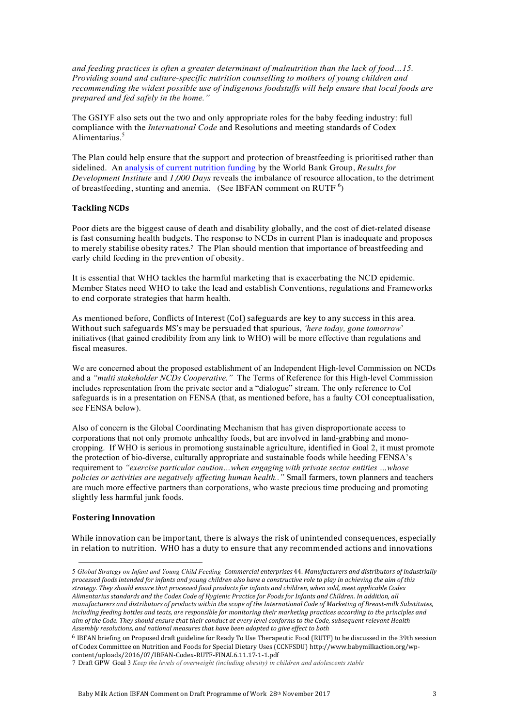*and feeding practices is often a greater determinant of malnutrition than the lack of food…15. Providing sound and culture-specific nutrition counselling to mothers of young children and recommending the widest possible use of indigenous foodstuffs will help ensure that local foods are prepared and fed safely in the home."*

The GSIYF also sets out the two and only appropriate roles for the baby feeding industry: full compliance with the *International Code* and Resolutions and meeting standards of Codex Alimentarius.[5]

The Plan could help ensure that the support and protection of breastfeeding is prioritised rather than sidelined. An [analysis of current nutrition funding] by the World Bank Group, *Results for Development Institute* and *1,000 Days* reveals the imbalance of resource allocation, to the detriment of breastfeeding, stunting and anemia. (See IBFAN comment on RUTF [6])

**Tackling NCDs**

Poor diets are the biggest cause of death and disability globally, and the cost of diet-related disease is fast consuming health budgets. The response to NCDs in current Plan is inadequate and proposes to merely stabilise obesity rates.[7] The Plan should mention that importance of breastfeeding and early child feeding in the prevention of obesity.

It is essential that WHO tackles the harmful marketing that is exacerbating the NCD epidemic. Member States need WHO to take the lead and establish Conventions, regulations and Frameworks to end corporate strategies that harm health.

As mentioned before, Conflicts of Interest (CoI) safeguards are key to any success in this area. Without such safeguards MS's may be persuaded that spurious, *'here today, gone tomorrow'* initiatives (that gained credibility from any link to WHO) will be more effective than regulations and fiscal measures.

We are concerned about the proposed establishment of an Independent High-level Commission on NCDs and a *"multi stakeholder NCDs Cooperative."* The Terms of Reference for this High-level Commission includes representation from the private sector and a "dialogue" stream. The only reference to CoI safeguards is in a presentation on FENSA (that, as mentioned before, has a faulty COI conceptualisation, see FENSA below).

Also of concern is the Global Coordinating Mechanism that has given disproportionate access to corporations that not only promote unhealthy foods, but are involved in land-grabbing and mono-cropping. If WHO is serious in promotiong sustainable agriculture, identified in Goal 2, it must promote the protection of bio-diverse, culturally appropriate and sustainable foods while heeding FENSA's requirement to *"exercise particular caution…when engaging with private sector entities …whose policies or activities are negatively affecting human health.."* Small farmers, town planners and teachers are much more effective partners than corporations, who waste precious time producing and promoting slightly less harmful junk foods.

**Fostering Innovation**

While innovation can be important, there is always the risk of unintended consequences, especially in relation to nutrition. WHO has a duty to ensure that any recommended actions and innovations

---

5 *Global Strategy on Infant and Young Child Feeding Commercial enterprises* 44. *Manufacturers and distributors of industrially processed foods intended for infants and young children also have a constructive role to play in achieving the aim of this strategy. They should ensure that processed food products for infants and children, when sold, meet applicable Codex Alimentarius standards and the Codex Code of Hygienic Practice for Foods for Infants and Children. In addition, all manufacturers and distributors of products within the scope of the International Code of Marketing of Breast-milk Substitutes, including feeding bottles and teats, are responsible for monitoring their marketing practices according to the principles and aim of the Code. They should ensure that their conduct at every level conforms to the Code, subsequent relevant Health Assembly resolutions, and national measures that have been adopted to give effect to both*

6 IBFAN briefing on Proposed draft guideline for Ready To Use Therapeutic Food (RUTF) to be discussed in the 39th session of Codex Committee on Nutrition and Foods for Special Dietary Uses (CCNFSDU) http://www.babymilkaction.org/wp-content/uploads/2016/07/IBFAN-Codex-RUTF-FINAL6.11.17-1-1.pdf

7 Draft GPW Goal 3 *Keep the levels of overweight (including obesity) in children and adolescents stable*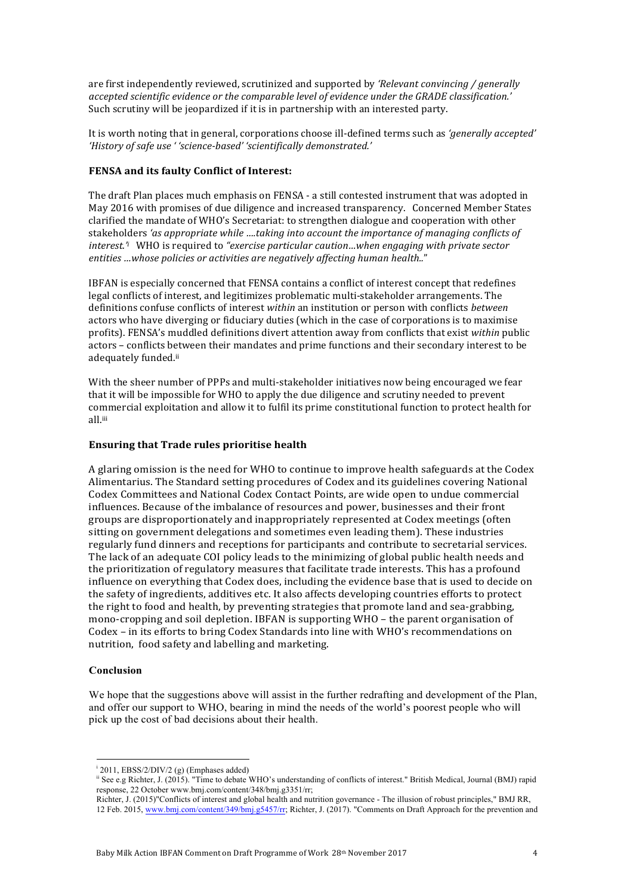are first independently reviewed, scrutinized and supported by *'Relevant convincing / generally accepted scientific evidence or the comparable level of evidence under the GRADE classification.'* Such scrutiny will be jeopardized if it is in partnership with an interested party.

It is worth noting that in general, corporations choose ill-defined terms such as *'generally accepted' 'History of safe use ' 'science-based' 'scientifically demonstrated.'*

**FENSA and its faulty Conflict of Interest:**

The draft Plan places much emphasis on FENSA - a still contested instrument that was adopted in May 2016 with promises of due diligence and increased transparency. Concerned Member States clarified the mandate of WHO's Secretariat: to strengthen dialogue and cooperation with other stakeholders *'as appropriate while ....taking into account the importance of managing conflicts of interest.'*[i] WHO is required to *"exercise particular caution…when engaging with private sector entities …whose policies or activities are negatively affecting human health.."*

IBFAN is especially concerned that FENSA contains a conflict of interest concept that redefines legal conflicts of interest, and legitimizes problematic multi-stakeholder arrangements. The definitions confuse conflicts of interest *within* an institution or person with conflicts *between* actors who have diverging or fiduciary duties (which in the case of corporations is to maximise profits). FENSA's muddled definitions divert attention away from conflicts that exist *within* public actors – conflicts between their mandates and prime functions and their secondary interest to be adequately funded.[ii]

With the sheer number of PPPs and multi-stakeholder initiatives now being encouraged we fear that it will be impossible for WHO to apply the due diligence and scrutiny needed to prevent commercial exploitation and allow it to fulfil its prime constitutional function to protect health for all.[iii]

**Ensuring that Trade rules prioritise health**

A glaring omission is the need for WHO to continue to improve health safeguards at the Codex Alimentarius. The Standard setting procedures of Codex and its guidelines covering National Codex Committees and National Codex Contact Points, are wide open to undue commercial influences. Because of the imbalance of resources and power, businesses and their front groups are disproportionately and inappropriately represented at Codex meetings (often sitting on government delegations and sometimes even leading them). These industries regularly fund dinners and receptions for participants and contribute to secretarial services. The lack of an adequate COI policy leads to the minimizing of global public health needs and the prioritization of regulatory measures that facilitate trade interests. This has a profound influence on everything that Codex does, including the evidence base that is used to decide on the safety of ingredients, additives etc. It also affects developing countries efforts to protect the right to food and health, by preventing strategies that promote land and sea-grabbing, mono-cropping and soil depletion. IBFAN is supporting WHO – the parent organisation of Codex – in its efforts to bring Codex Standards into line with WHO's recommendations on nutrition, food safety and labelling and marketing.

**Conclusion**

We hope that the suggestions above will assist in the further redrafting and development of the Plan, and offer our support to WHO, bearing in mind the needs of the world's poorest people who will pick up the cost of bad decisions about their health.

---

[i] 2011, EBSS/2/DIV/2 (g) (Emphases added)

[ii] See e.g Richter, J. (2015). "Time to debate WHO's understanding of conflicts of interest." British Medical, Journal (BMJ) rapid response, 22 October www.bmj.com/content/348/bmj.g3351/rr;
Richter, J. (2015)"Conflicts of interest and global health and nutrition governance - The illusion of robust principles," BMJ RR, 12 Feb. 2015, www.bmj.com/content/349/bmj.g5457/rr; Richter, J. (2017). "Comments on Draft Approach for the prevention and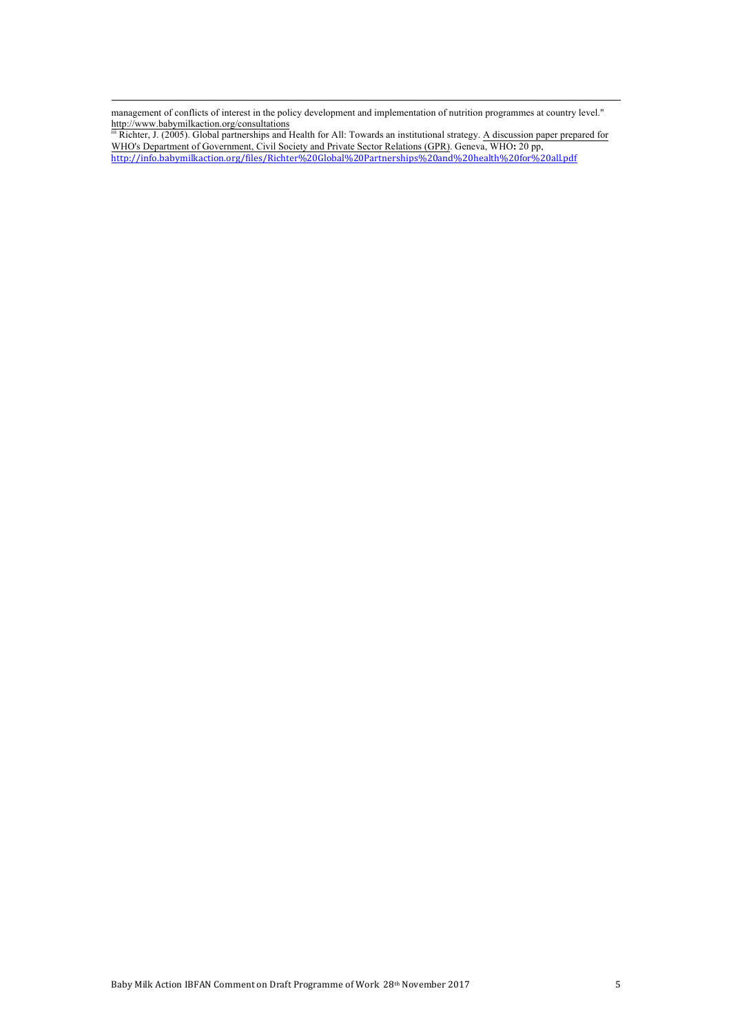management of conflicts of interest in the policy development and implementation of nutrition programmes at country level."
http://www.babymilkaction.org/consultations

[iii] Richter, J. (2005). Global partnerships and Health for All: Towards an institutional strategy. A discussion paper prepared for WHO's Department of Government, Civil Society and Private Sector Relations (GPR). Geneva, WHO**:** 20 pp,
http://info.babymilkaction.org/files/Richter%20Global%20Partnerships%20and%20health%20for%20all.pdf